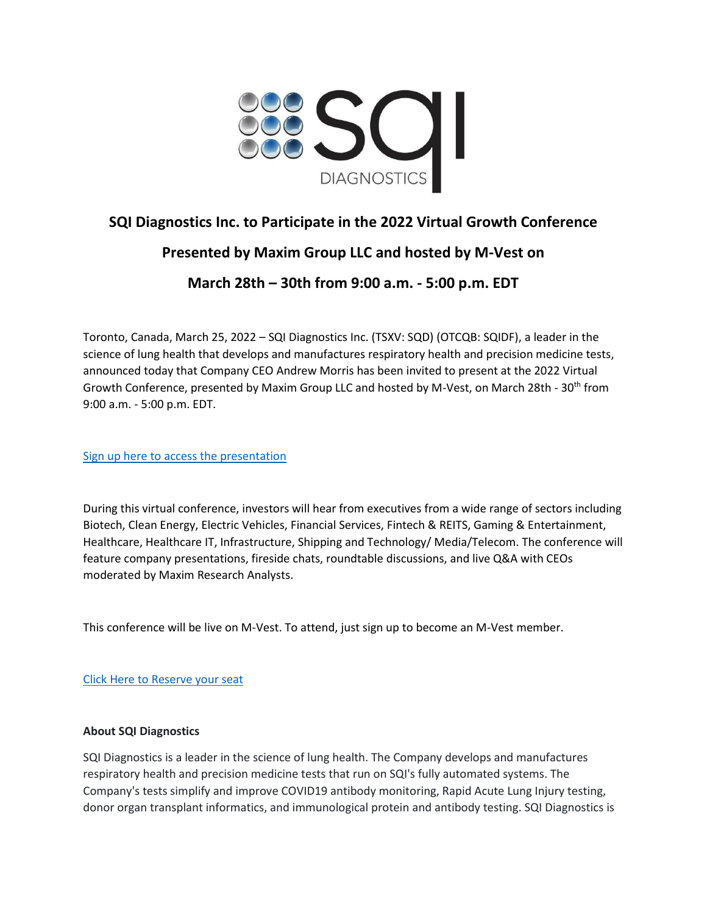# SQI Diagnostics Inc. to Participate in the 2022 Virtual Growth Conference Presented by Maxim Group LLC and hosted by M-Vest on March 28th – 30th from 9:00 a.m. - 5:00 p.m. EDT

Toronto, Canada, March 25, 2022 – SQI Diagnostics Inc. (TSXV: SQD) (OTCQB: SQIDF), a leader in the science of lung health that develops and manufactures respiratory health and precision medicine tests, announced today that Company CEO Andrew Morris has been invited to present at the 2022 Virtual Growth Conference, presented by Maxim Group LLC and hosted by M-Vest, on March 28th - 30th from 9:00 a.m. - 5:00 p.m. EDT.

[Sign up here to access the presentation]

During this virtual conference, investors will hear from executives from a wide range of sectors including Biotech, Clean Energy, Electric Vehicles, Financial Services, Fintech & REITS, Gaming & Entertainment, Healthcare, Healthcare IT, Infrastructure, Shipping and Technology/ Media/Telecom. The conference will feature company presentations, fireside chats, roundtable discussions, and live Q&A with CEOs moderated by Maxim Research Analysts.

This conference will be live on M-Vest. To attend, just sign up to become an M-Vest member.

[Click Here to Reserve your seat]

**About SQI Diagnostics**

SQI Diagnostics is a leader in the science of lung health. The Company develops and manufactures respiratory health and precision medicine tests that run on SQI's fully automated systems. The Company's tests simplify and improve COVID19 antibody monitoring, Rapid Acute Lung Injury testing, donor organ transplant informatics, and immunological protein and antibody testing. SQI Diagnostics is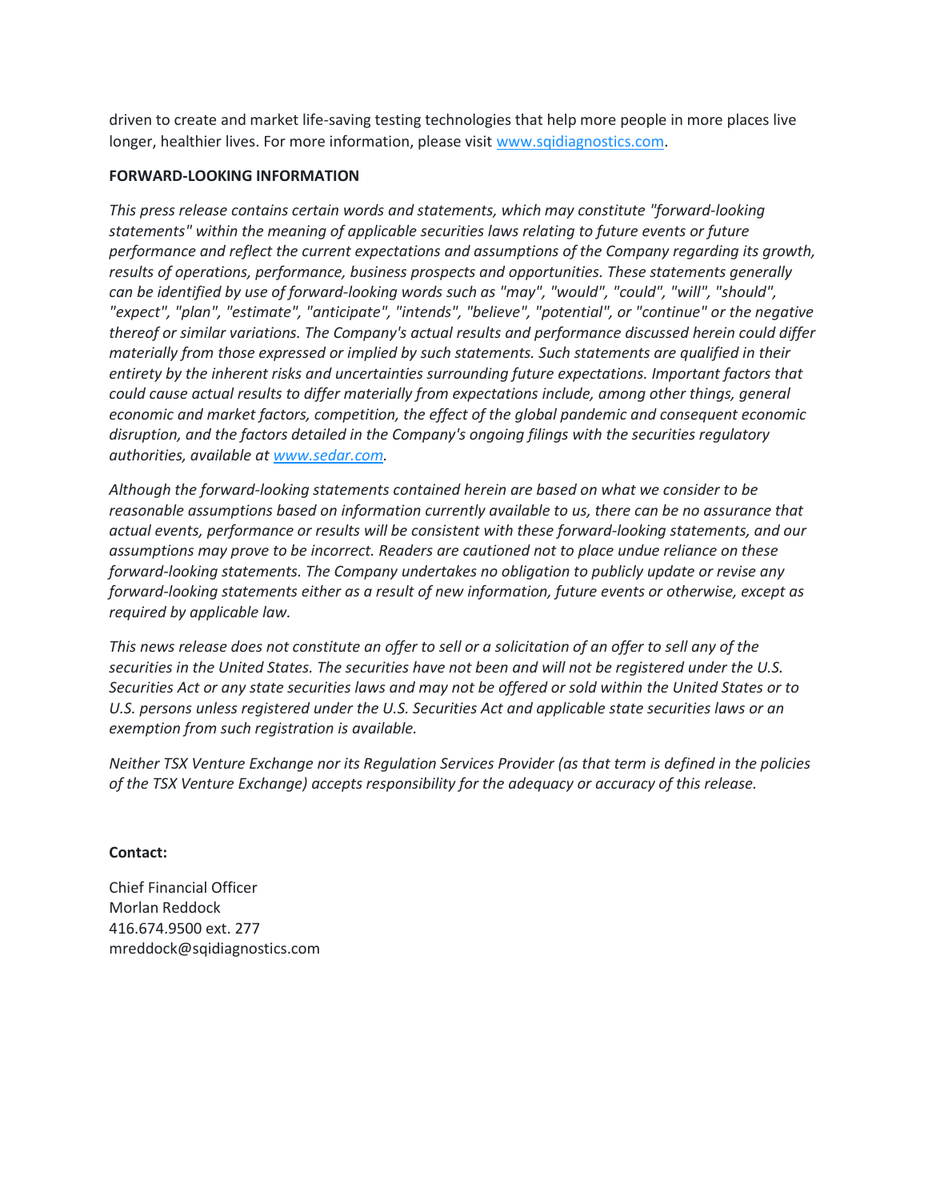driven to create and market life-saving testing technologies that help more people in more places live longer, healthier lives. For more information, please visit [www.sqidiagnostics.com](http://www.sqidiagnostics.com).

**FORWARD-LOOKING INFORMATION**

*This press release contains certain words and statements, which may constitute "forward-looking statements" within the meaning of applicable securities laws relating to future events or future performance and reflect the current expectations and assumptions of the Company regarding its growth, results of operations, performance, business prospects and opportunities. These statements generally can be identified by use of forward-looking words such as "may", "would", "could", "will", "should", "expect", "plan", "estimate", "anticipate", "intends", "believe", "potential", or "continue" or the negative thereof or similar variations. The Company's actual results and performance discussed herein could differ materially from those expressed or implied by such statements. Such statements are qualified in their entirety by the inherent risks and uncertainties surrounding future expectations. Important factors that could cause actual results to differ materially from expectations include, among other things, general economic and market factors, competition, the effect of the global pandemic and consequent economic disruption, and the factors detailed in the Company's ongoing filings with the securities regulatory authorities, available at [www.sedar.com](http://www.sedar.com).*

*Although the forward-looking statements contained herein are based on what we consider to be reasonable assumptions based on information currently available to us, there can be no assurance that actual events, performance or results will be consistent with these forward-looking statements, and our assumptions may prove to be incorrect. Readers are cautioned not to place undue reliance on these forward-looking statements. The Company undertakes no obligation to publicly update or revise any forward-looking statements either as a result of new information, future events or otherwise, except as required by applicable law.*

*This news release does not constitute an offer to sell or a solicitation of an offer to sell any of the securities in the United States. The securities have not been and will not be registered under the U.S. Securities Act or any state securities laws and may not be offered or sold within the United States or to U.S. persons unless registered under the U.S. Securities Act and applicable state securities laws or an exemption from such registration is available.*

*Neither TSX Venture Exchange nor its Regulation Services Provider (as that term is defined in the policies of the TSX Venture Exchange) accepts responsibility for the adequacy or accuracy of this release.*

**Contact:**

Chief Financial Officer
Morlan Reddock
416.674.9500 ext. 277
mreddock@sqidiagnostics.com